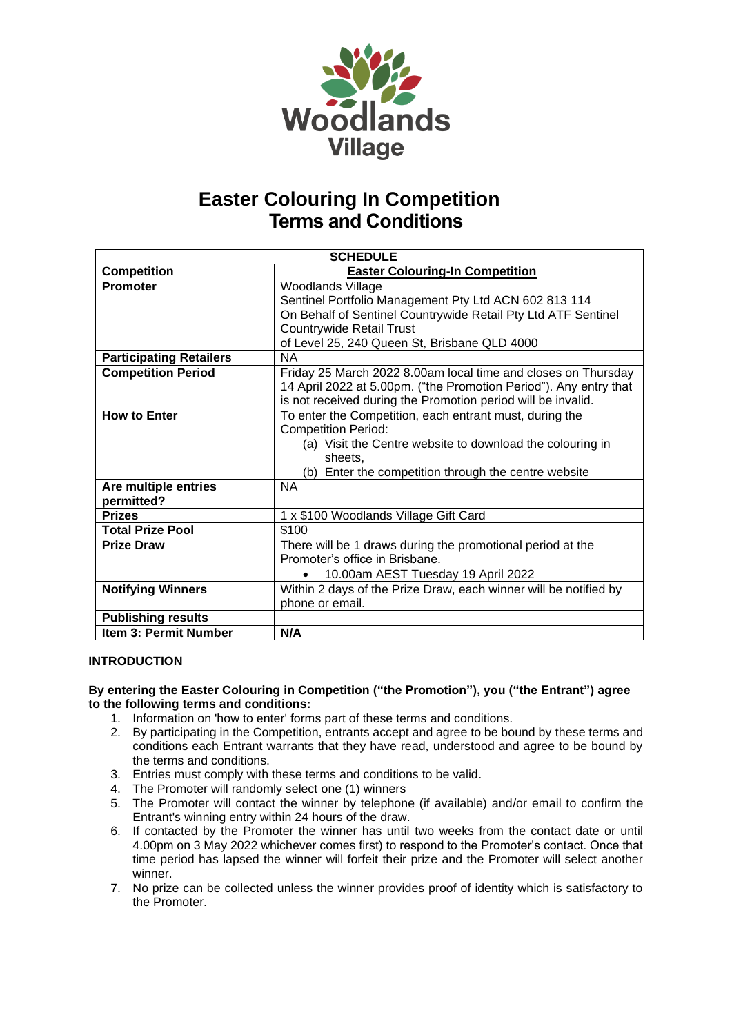Woodlands Village

# Easter Colouring In Competition
# Terms and Conditions

| SCHEDULE | |
|---|---|
| **Competition** | **Easter Colouring-In Competition** |
| **Promoter** | Woodlands Village<br>Sentinel Portfolio Management Pty Ltd ACN 602 813 114<br>On Behalf of Sentinel Countrywide Retail Pty Ltd ATF Sentinel Countrywide Retail Trust<br>of Level 25, 240 Queen St, Brisbane QLD 4000 |
| **Participating Retailers** | NA |
| **Competition Period** | Friday 25 March 2022 8.00am local time and closes on Thursday 14 April 2022 at 5.00pm. ("the Promotion Period"). Any entry that is not received during the Promotion period will be invalid. |
| **How to Enter** | To enter the Competition, each entrant must, during the Competition Period:<br>(a) Visit the Centre website to download the colouring in sheets,<br>(b) Enter the competition through the centre website |
| **Are multiple entries permitted?** | NA |
| **Prizes** | 1 x $100 Woodlands Village Gift Card |
| **Total Prize Pool** | $100 |
| **Prize Draw** | There will be 1 draws during the promotional period at the Promoter's office in Brisbane.<br>• 10.00am AEST Tuesday 19 April 2022 |
| **Notifying Winners** | Within 2 days of the Prize Draw, each winner will be notified by phone or email. |
| **Publishing results** | |
| **Item 3: Permit Number** | **N/A** |

**INTRODUCTION**

**By entering the Easter Colouring in Competition ("the Promotion"), you ("the Entrant") agree to the following terms and conditions:**

1. Information on 'how to enter' forms part of these terms and conditions.
2. By participating in the Competition, entrants accept and agree to be bound by these terms and conditions each Entrant warrants that they have read, understood and agree to be bound by the terms and conditions.
3. Entries must comply with these terms and conditions to be valid.
4. The Promoter will randomly select one (1) winners
5. The Promoter will contact the winner by telephone (if available) and/or email to confirm the Entrant's winning entry within 24 hours of the draw.
6. If contacted by the Promoter the winner has until two weeks from the contact date or until 4.00pm on 3 May 2022 whichever comes first) to respond to the Promoter's contact. Once that time period has lapsed the winner will forfeit their prize and the Promoter will select another winner.
7. No prize can be collected unless the winner provides proof of identity which is satisfactory to the Promoter.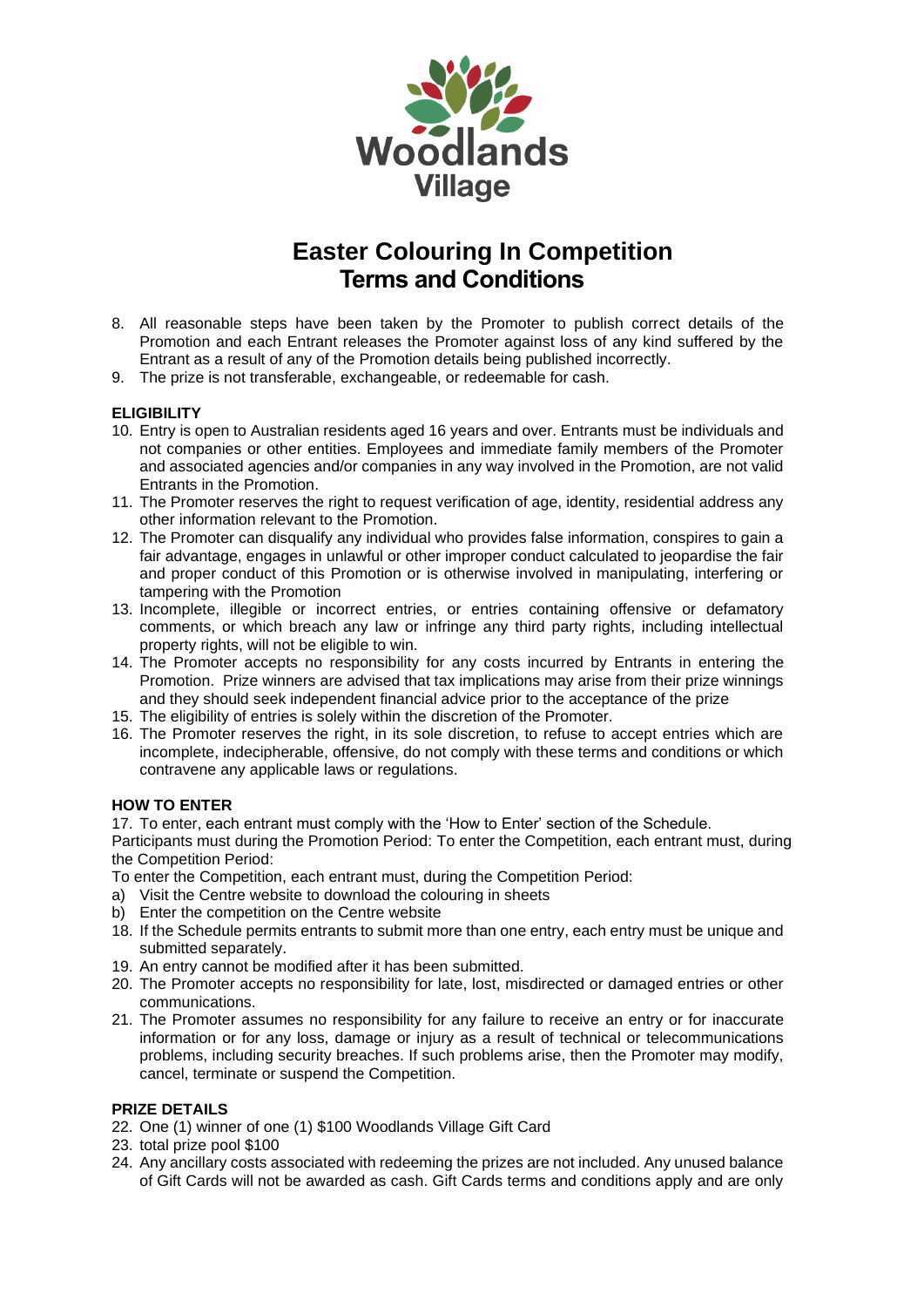Woodlands Village

# Easter Colouring In Competition
## Terms and Conditions

8. All reasonable steps have been taken by the Promoter to publish correct details of the Promotion and each Entrant releases the Promoter against loss of any kind suffered by the Entrant as a result of any of the Promotion details being published incorrectly.
9. The prize is not transferable, exchangeable, or redeemable for cash.

**ELIGIBILITY**

10. Entry is open to Australian residents aged 16 years and over. Entrants must be individuals and not companies or other entities. Employees and immediate family members of the Promoter and associated agencies and/or companies in any way involved in the Promotion, are not valid Entrants in the Promotion.
11. The Promoter reserves the right to request verification of age, identity, residential address any other information relevant to the Promotion.
12. The Promoter can disqualify any individual who provides false information, conspires to gain a fair advantage, engages in unlawful or other improper conduct calculated to jeopardise the fair and proper conduct of this Promotion or is otherwise involved in manipulating, interfering or tampering with the Promotion
13. Incomplete, illegible or incorrect entries, or entries containing offensive or defamatory comments, or which breach any law or infringe any third party rights, including intellectual property rights, will not be eligible to win.
14. The Promoter accepts no responsibility for any costs incurred by Entrants in entering the Promotion. Prize winners are advised that tax implications may arise from their prize winnings and they should seek independent financial advice prior to the acceptance of the prize
15. The eligibility of entries is solely within the discretion of the Promoter.
16. The Promoter reserves the right, in its sole discretion, to refuse to accept entries which are incomplete, indecipherable, offensive, do not comply with these terms and conditions or which contravene any applicable laws or regulations.

**HOW TO ENTER**

17. To enter, each entrant must comply with the 'How to Enter' section of the Schedule.

Participants must during the Promotion Period: To enter the Competition, each entrant must, during the Competition Period:

To enter the Competition, each entrant must, during the Competition Period:

a) Visit the Centre website to download the colouring in sheets
b) Enter the competition on the Centre website

18. If the Schedule permits entrants to submit more than one entry, each entry must be unique and submitted separately.
19. An entry cannot be modified after it has been submitted.
20. The Promoter accepts no responsibility for late, lost, misdirected or damaged entries or other communications.
21. The Promoter assumes no responsibility for any failure to receive an entry or for inaccurate information or for any loss, damage or injury as a result of technical or telecommunications problems, including security breaches. If such problems arise, then the Promoter may modify, cancel, terminate or suspend the Competition.

**PRIZE DETAILS**

22. One (1) winner of one (1) $100 Woodlands Village Gift Card
23. total prize pool $100
24. Any ancillary costs associated with redeeming the prizes are not included. Any unused balance of Gift Cards will not be awarded as cash. Gift Cards terms and conditions apply and are only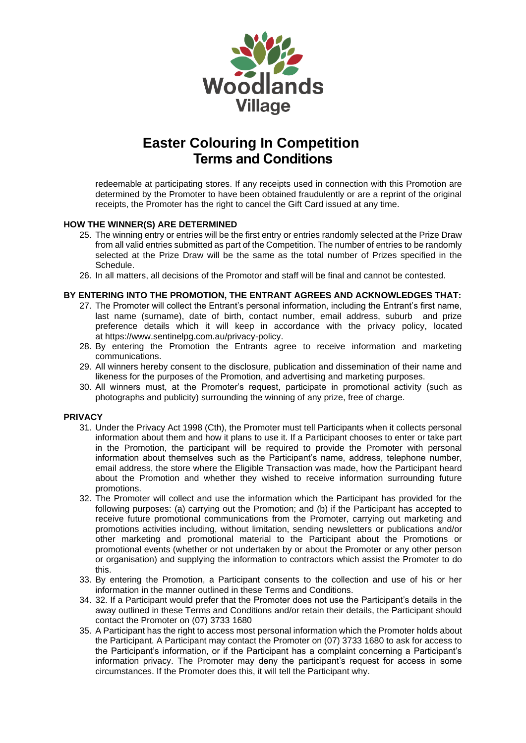# Woodlands Village

# Easter Colouring In Competition
## Terms and Conditions

redeemable at participating stores. If any receipts used in connection with this Promotion are determined by the Promoter to have been obtained fraudulently or are a reprint of the original receipts, the Promoter has the right to cancel the Gift Card issued at any time.

**HOW THE WINNER(S) ARE DETERMINED**

25. The winning entry or entries will be the first entry or entries randomly selected at the Prize Draw from all valid entries submitted as part of the Competition. The number of entries to be randomly selected at the Prize Draw will be the same as the total number of Prizes specified in the Schedule.
26. In all matters, all decisions of the Promotor and staff will be final and cannot be contested.

**BY ENTERING INTO THE PROMOTION, THE ENTRANT AGREES AND ACKNOWLEDGES THAT:**

27. The Promoter will collect the Entrant's personal information, including the Entrant's first name, last name (surname), date of birth, contact number, email address, suburb and prize preference details which it will keep in accordance with the privacy policy, located at https://www.sentinelpg.com.au/privacy-policy.
28. By entering the Promotion the Entrants agree to receive information and marketing communications.
29. All winners hereby consent to the disclosure, publication and dissemination of their name and likeness for the purposes of the Promotion, and advertising and marketing purposes.
30. All winners must, at the Promoter's request, participate in promotional activity (such as photographs and publicity) surrounding the winning of any prize, free of charge.

**PRIVACY**

31. Under the Privacy Act 1998 (Cth), the Promoter must tell Participants when it collects personal information about them and how it plans to use it. If a Participant chooses to enter or take part in the Promotion, the participant will be required to provide the Promoter with personal information about themselves such as the Participant's name, address, telephone number, email address, the store where the Eligible Transaction was made, how the Participant heard about the Promotion and whether they wished to receive information surrounding future promotions.
32. The Promoter will collect and use the information which the Participant has provided for the following purposes: (a) carrying out the Promotion; and (b) if the Participant has accepted to receive future promotional communications from the Promoter, carrying out marketing and promotions activities including, without limitation, sending newsletters or publications and/or other marketing and promotional material to the Participant about the Promotions or promotional events (whether or not undertaken by or about the Promoter or any other person or organisation) and supplying the information to contractors which assist the Promoter to do this.
33. By entering the Promotion, a Participant consents to the collection and use of his or her information in the manner outlined in these Terms and Conditions.
34. 32. If a Participant would prefer that the Promoter does not use the Participant's details in the away outlined in these Terms and Conditions and/or retain their details, the Participant should contact the Promoter on (07) 3733 1680
35. A Participant has the right to access most personal information which the Promoter holds about the Participant. A Participant may contact the Promoter on (07) 3733 1680 to ask for access to the Participant's information, or if the Participant has a complaint concerning a Participant's information privacy. The Promoter may deny the participant's request for access in some circumstances. If the Promoter does this, it will tell the Participant why.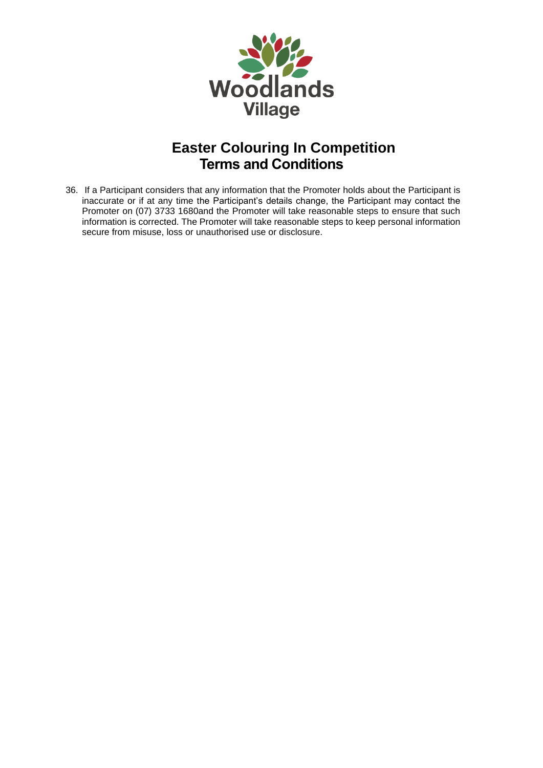Woodlands Village

# Easter Colouring In Competition
## Terms and Conditions

36. If a Participant considers that any information that the Promoter holds about the Participant is inaccurate or if at any time the Participant's details change, the Participant may contact the Promoter on (07) 3733 1680and the Promoter will take reasonable steps to ensure that such information is corrected. The Promoter will take reasonable steps to keep personal information secure from misuse, loss or unauthorised use or disclosure.